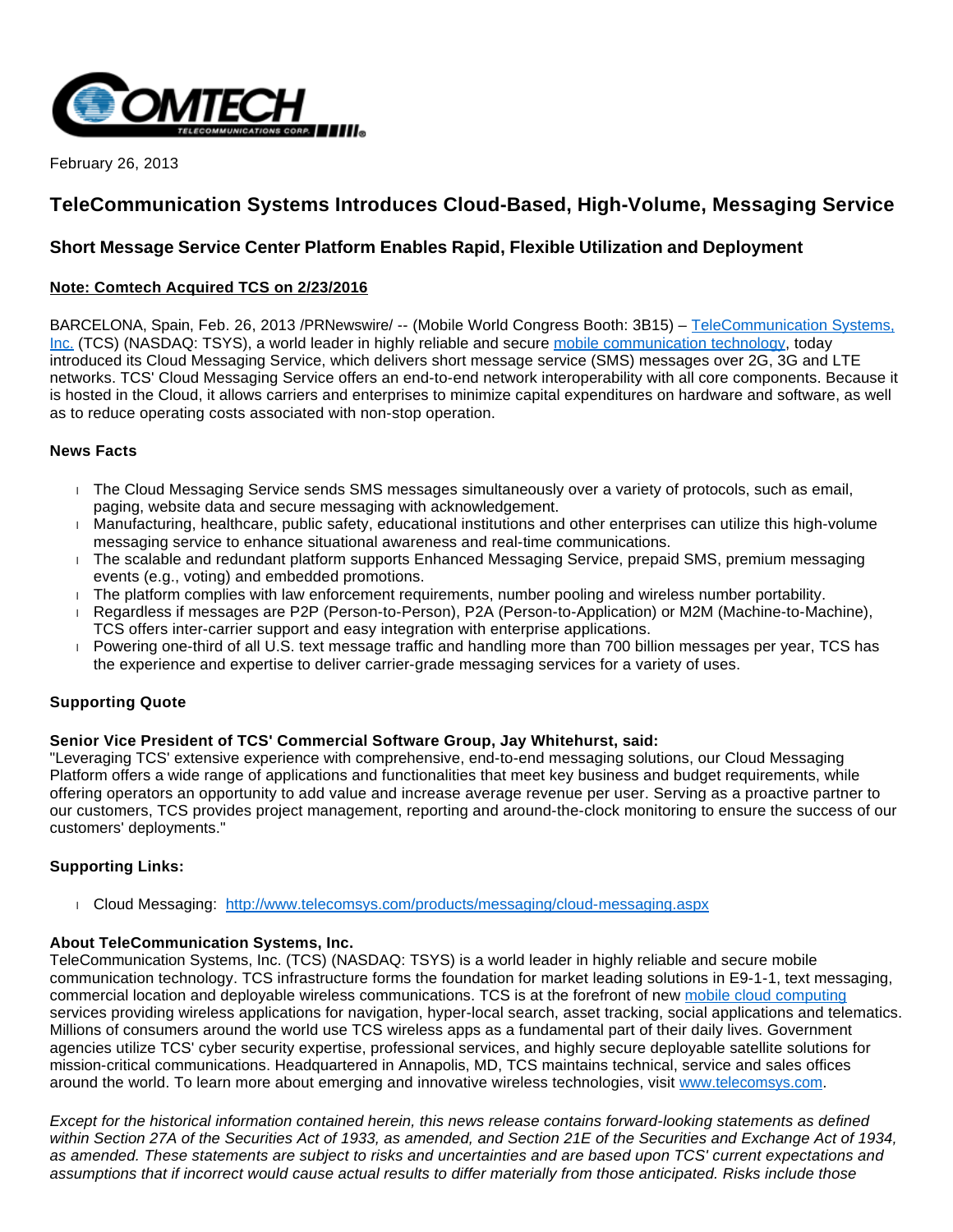February 26, 2013

# TeleCommunication Systems Introduces Cloud-Based, High-Volume, Messaging Service

## Short Message Service Center Platform Enables Rapid, Flexible Utilization and Deployment

**Note: Comtech Acquired TCS on 2/23/2016**

BARCELONA, Spain, Feb. 26, 2013 /PRNewswire/ -- (Mobile World Congress Booth: 3B15) – TeleCommunication Systems, Inc. (TCS) (NASDAQ: TSYS), a world leader in highly reliable and secure mobile communication technology, today introduced its Cloud Messaging Service, which delivers short message service (SMS) messages over 2G, 3G and LTE networks. TCS' Cloud Messaging Service offers an end-to-end network interoperability with all core components. Because it is hosted in the Cloud, it allows carriers and enterprises to minimize capital expenditures on hardware and software, as well as to reduce operating costs associated with non-stop operation.

### News Facts

- The Cloud Messaging Service sends SMS messages simultaneously over a variety of protocols, such as email, paging, website data and secure messaging with acknowledgement.
- Manufacturing, healthcare, public safety, educational institutions and other enterprises can utilize this high-volume messaging service to enhance situational awareness and real-time communications.
- The scalable and redundant platform supports Enhanced Messaging Service, prepaid SMS, premium messaging events (e.g., voting) and embedded promotions.
- The platform complies with law enforcement requirements, number pooling and wireless number portability.
- Regardless if messages are P2P (Person-to-Person), P2A (Person-to-Application) or M2M (Machine-to-Machine), TCS offers inter-carrier support and easy integration with enterprise applications.
- Powering one-third of all U.S. text message traffic and handling more than 700 billion messages per year, TCS has the experience and expertise to deliver carrier-grade messaging services for a variety of uses.

### Supporting Quote

**Senior Vice President of TCS' Commercial Software Group, Jay Whitehurst, said:**
"Leveraging TCS' extensive experience with comprehensive, end-to-end messaging solutions, our Cloud Messaging Platform offers a wide range of applications and functionalities that meet key business and budget requirements, while offering operators an opportunity to add value and increase average revenue per user. Serving as a proactive partner to our customers, TCS provides project management, reporting and around-the-clock monitoring to ensure the success of our customers' deployments."

### Supporting Links:

- Cloud Messaging: http://www.telecomsys.com/products/messaging/cloud-messaging.aspx

**About TeleCommunication Systems, Inc.**
TeleCommunication Systems, Inc. (TCS) (NASDAQ: TSYS) is a world leader in highly reliable and secure mobile communication technology. TCS infrastructure forms the foundation for market leading solutions in E9-1-1, text messaging, commercial location and deployable wireless communications. TCS is at the forefront of new mobile cloud computing services providing wireless applications for navigation, hyper-local search, asset tracking, social applications and telematics. Millions of consumers around the world use TCS wireless apps as a fundamental part of their daily lives. Government agencies utilize TCS' cyber security expertise, professional services, and highly secure deployable satellite solutions for mission-critical communications. Headquartered in Annapolis, MD, TCS maintains technical, service and sales offices around the world. To learn more about emerging and innovative wireless technologies, visit www.telecomsys.com.

*Except for the historical information contained herein, this news release contains forward-looking statements as defined within Section 27A of the Securities Act of 1933, as amended, and Section 21E of the Securities and Exchange Act of 1934, as amended. These statements are subject to risks and uncertainties and are based upon TCS' current expectations and assumptions that if incorrect would cause actual results to differ materially from those anticipated. Risks include those*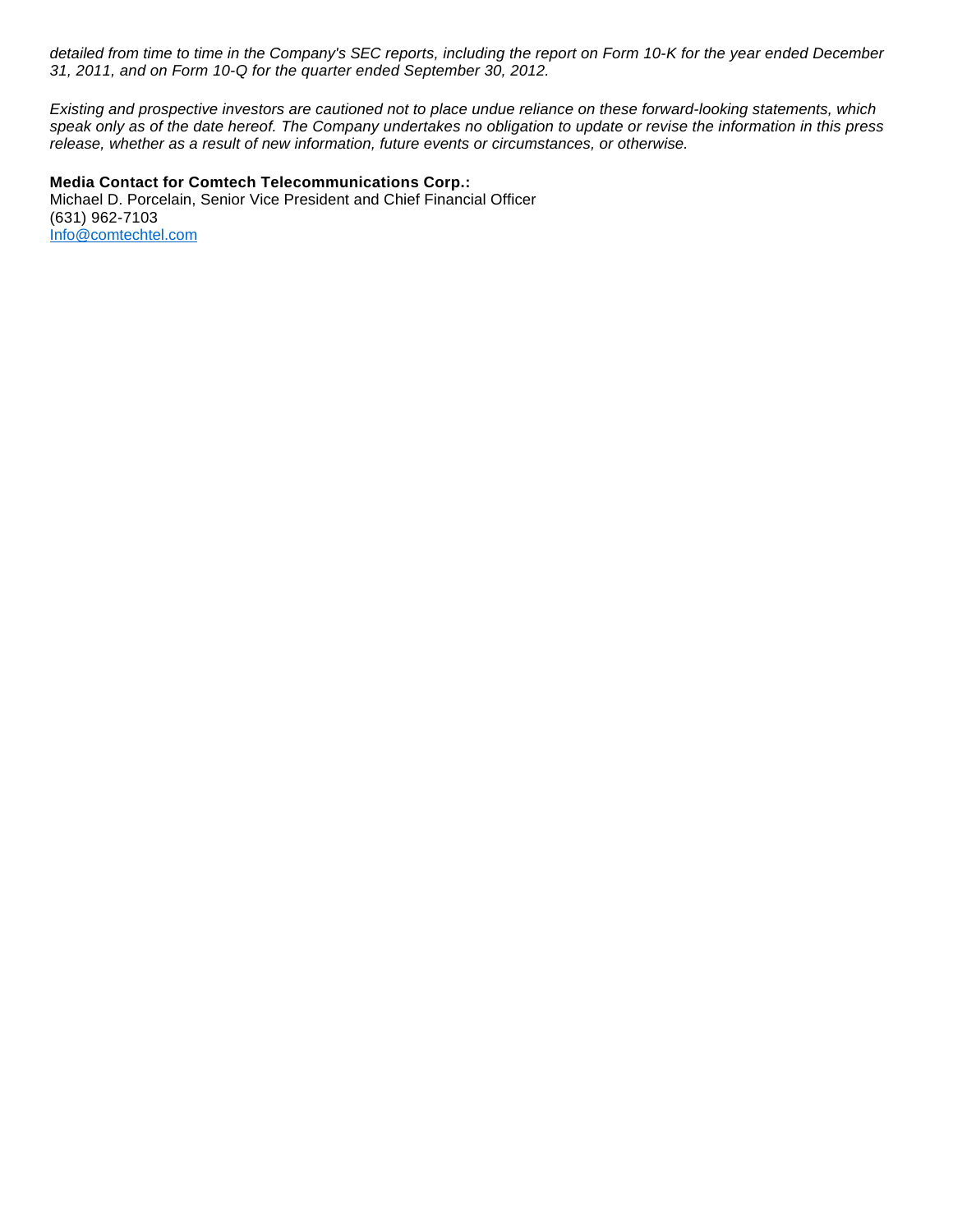*detailed from time to time in the Company's SEC reports, including the report on Form 10-K for the year ended December 31, 2011, and on Form 10-Q for the quarter ended September 30, 2012.*

*Existing and prospective investors are cautioned not to place undue reliance on these forward-looking statements, which speak only as of the date hereof. The Company undertakes no obligation to update or revise the information in this press release, whether as a result of new information, future events or circumstances, or otherwise.*

**Media Contact for Comtech Telecommunications Corp.:**
Michael D. Porcelain, Senior Vice President and Chief Financial Officer
(631) 962-7103
Info@comtechtel.com